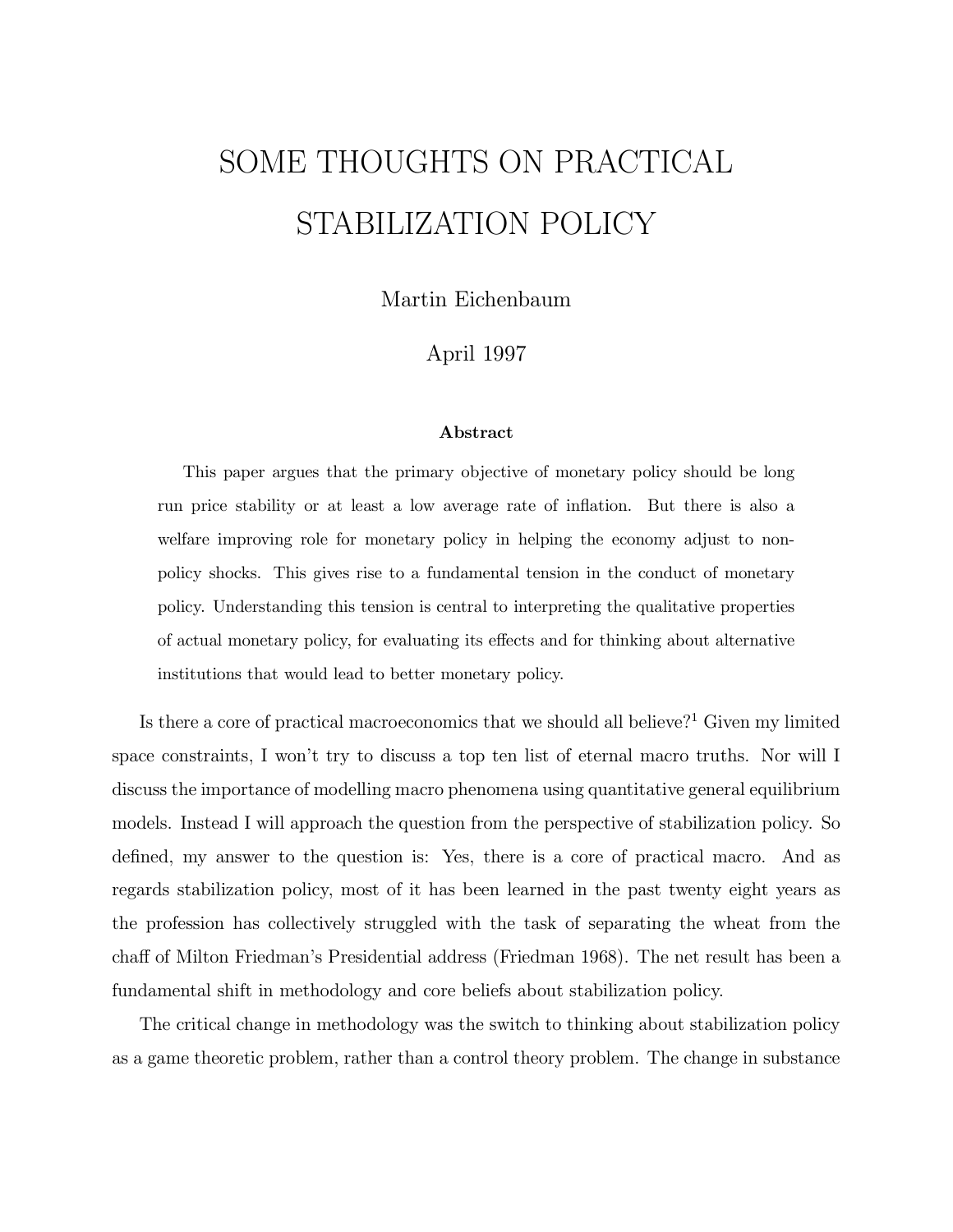# SOME THOUGHTS ON PRACTICAL STABILIZATION POLICY

Martin Eichenbaum

April 1997

**Abstract**

This paper argues that the primary objective of monetary policy should be long run price stability or at least a low average rate of inflation. But there is also a welfare improving role for monetary policy in helping the economy adjust to non-policy shocks. This gives rise to a fundamental tension in the conduct of monetary policy. Understanding this tension is central to interpreting the qualitative properties of actual monetary policy, for evaluating its effects and for thinking about alternative institutions that would lead to better monetary policy.

Is there a core of practical macroeconomics that we should all believe?[1] Given my limited space constraints, I won't try to discuss a top ten list of eternal macro truths. Nor will I discuss the importance of modelling macro phenomena using quantitative general equilibrium models. Instead I will approach the question from the perspective of stabilization policy. So defined, my answer to the question is: Yes, there is a core of practical macro. And as regards stabilization policy, most of it has been learned in the past twenty eight years as the profession has collectively struggled with the task of separating the wheat from the chaff of Milton Friedman's Presidential address (Friedman 1968). The net result has been a fundamental shift in methodology and core beliefs about stabilization policy.

The critical change in methodology was the switch to thinking about stabilization policy as a game theoretic problem, rather than a control theory problem. The change in substance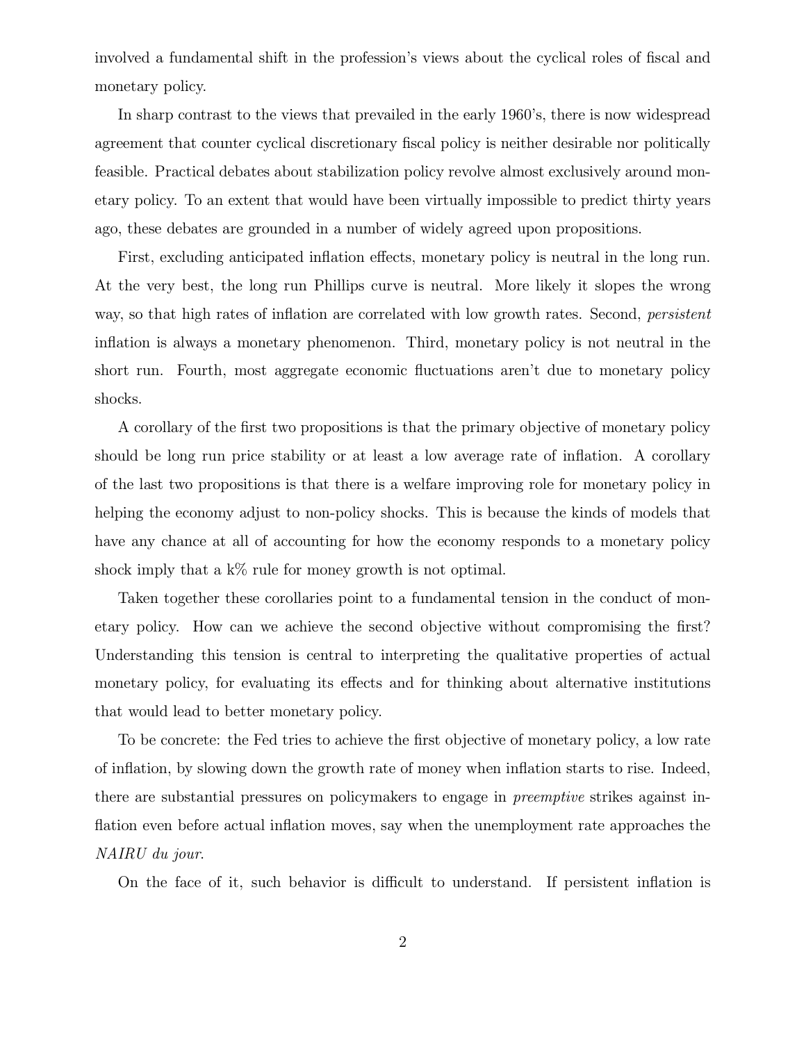involved a fundamental shift in the profession's views about the cyclical roles of fiscal and monetary policy.

In sharp contrast to the views that prevailed in the early 1960's, there is now widespread agreement that counter cyclical discretionary fiscal policy is neither desirable nor politically feasible. Practical debates about stabilization policy revolve almost exclusively around monetary policy. To an extent that would have been virtually impossible to predict thirty years ago, these debates are grounded in a number of widely agreed upon propositions.

First, excluding anticipated inflation effects, monetary policy is neutral in the long run. At the very best, the long run Phillips curve is neutral. More likely it slopes the wrong way, so that high rates of inflation are correlated with low growth rates. Second, *persistent* inflation is always a monetary phenomenon. Third, monetary policy is not neutral in the short run. Fourth, most aggregate economic fluctuations aren't due to monetary policy shocks.

A corollary of the first two propositions is that the primary objective of monetary policy should be long run price stability or at least a low average rate of inflation. A corollary of the last two propositions is that there is a welfare improving role for monetary policy in helping the economy adjust to non-policy shocks. This is because the kinds of models that have any chance at all of accounting for how the economy responds to a monetary policy shock imply that a k% rule for money growth is not optimal.

Taken together these corollaries point to a fundamental tension in the conduct of monetary policy. How can we achieve the second objective without compromising the first? Understanding this tension is central to interpreting the qualitative properties of actual monetary policy, for evaluating its effects and for thinking about alternative institutions that would lead to better monetary policy.

To be concrete: the Fed tries to achieve the first objective of monetary policy, a low rate of inflation, by slowing down the growth rate of money when inflation starts to rise. Indeed, there are substantial pressures on policymakers to engage in *preemptive* strikes against inflation even before actual inflation moves, say when the unemployment rate approaches the *NAIRU du jour*.

On the face of it, such behavior is difficult to understand. If persistent inflation is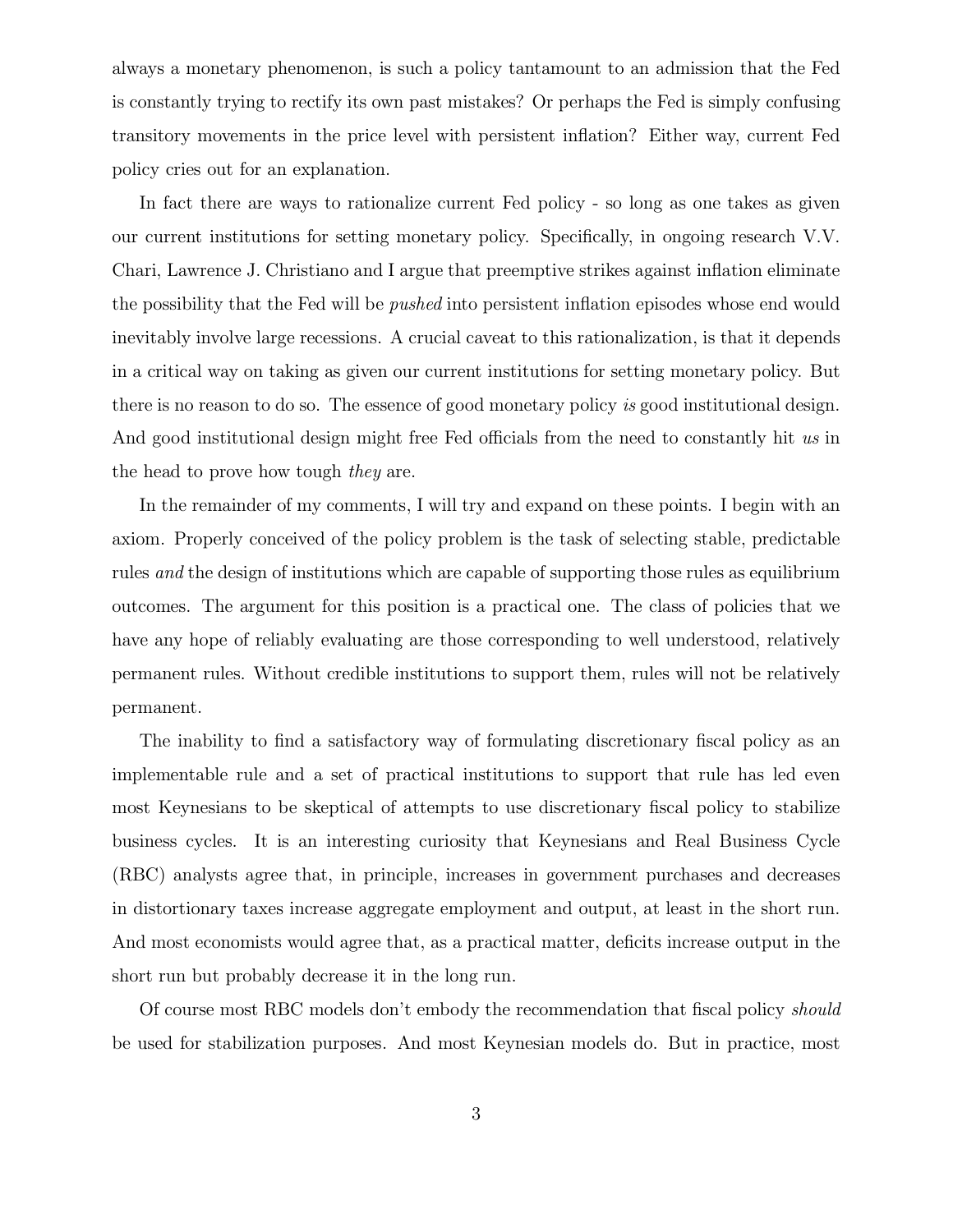always a monetary phenomenon, is such a policy tantamount to an admission that the Fed is constantly trying to rectify its own past mistakes? Or perhaps the Fed is simply confusing transitory movements in the price level with persistent inflation? Either way, current Fed policy cries out for an explanation.

In fact there are ways to rationalize current Fed policy - so long as one takes as given our current institutions for setting monetary policy. Specifically, in ongoing research V.V. Chari, Lawrence J. Christiano and I argue that preemptive strikes against inflation eliminate the possibility that the Fed will be *pushed* into persistent inflation episodes whose end would inevitably involve large recessions. A crucial caveat to this rationalization, is that it depends in a critical way on taking as given our current institutions for setting monetary policy. But there is no reason to do so. The essence of good monetary policy *is* good institutional design. And good institutional design might free Fed officials from the need to constantly hit *us* in the head to prove how tough *they* are.

In the remainder of my comments, I will try and expand on these points. I begin with an axiom. Properly conceived of the policy problem is the task of selecting stable, predictable rules *and* the design of institutions which are capable of supporting those rules as equilibrium outcomes. The argument for this position is a practical one. The class of policies that we have any hope of reliably evaluating are those corresponding to well understood, relatively permanent rules. Without credible institutions to support them, rules will not be relatively permanent.

The inability to find a satisfactory way of formulating discretionary fiscal policy as an implementable rule and a set of practical institutions to support that rule has led even most Keynesians to be skeptical of attempts to use discretionary fiscal policy to stabilize business cycles. It is an interesting curiosity that Keynesians and Real Business Cycle (RBC) analysts agree that, in principle, increases in government purchases and decreases in distortionary taxes increase aggregate employment and output, at least in the short run. And most economists would agree that, as a practical matter, deficits increase output in the short run but probably decrease it in the long run.

Of course most RBC models don't embody the recommendation that fiscal policy *should* be used for stabilization purposes. And most Keynesian models do. But in practice, most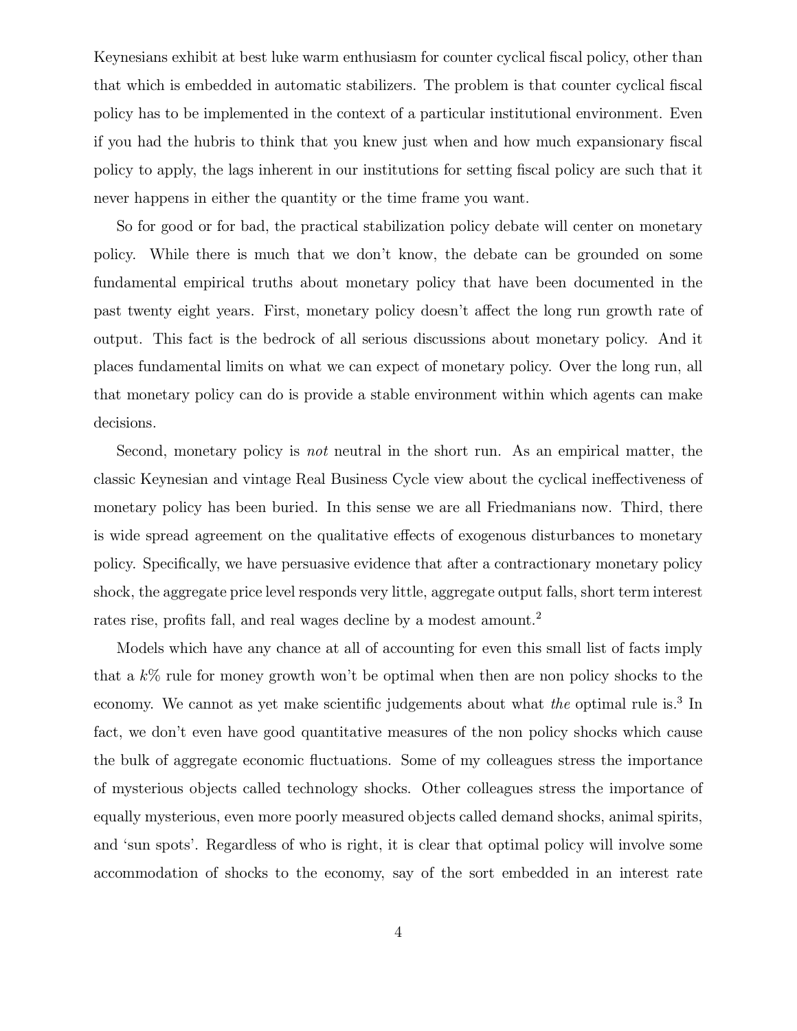Keynesians exhibit at best luke warm enthusiasm for counter cyclical fiscal policy, other than that which is embedded in automatic stabilizers. The problem is that counter cyclical fiscal policy has to be implemented in the context of a particular institutional environment. Even if you had the hubris to think that you knew just when and how much expansionary fiscal policy to apply, the lags inherent in our institutions for setting fiscal policy are such that it never happens in either the quantity or the time frame you want.

So for good or for bad, the practical stabilization policy debate will center on monetary policy. While there is much that we don't know, the debate can be grounded on some fundamental empirical truths about monetary policy that have been documented in the past twenty eight years. First, monetary policy doesn't affect the long run growth rate of output. This fact is the bedrock of all serious discussions about monetary policy. And it places fundamental limits on what we can expect of monetary policy. Over the long run, all that monetary policy can do is provide a stable environment within which agents can make decisions.

Second, monetary policy is *not* neutral in the short run. As an empirical matter, the classic Keynesian and vintage Real Business Cycle view about the cyclical ineffectiveness of monetary policy has been buried. In this sense we are all Friedmanians now. Third, there is wide spread agreement on the qualitative effects of exogenous disturbances to monetary policy. Specifically, we have persuasive evidence that after a contractionary monetary policy shock, the aggregate price level responds very little, aggregate output falls, short term interest rates rise, profits fall, and real wages decline by a modest amount.[2]

Models which have any chance at all of accounting for even this small list of facts imply that a $k\%$ rule for money growth won't be optimal when then are non policy shocks to the economy. We cannot as yet make scientific judgements about what *the* optimal rule is.[3] In fact, we don't even have good quantitative measures of the non policy shocks which cause the bulk of aggregate economic fluctuations. Some of my colleagues stress the importance of mysterious objects called technology shocks. Other colleagues stress the importance of equally mysterious, even more poorly measured objects called demand shocks, animal spirits, and 'sun spots'. Regardless of who is right, it is clear that optimal policy will involve some accommodation of shocks to the economy, say of the sort embedded in an interest rate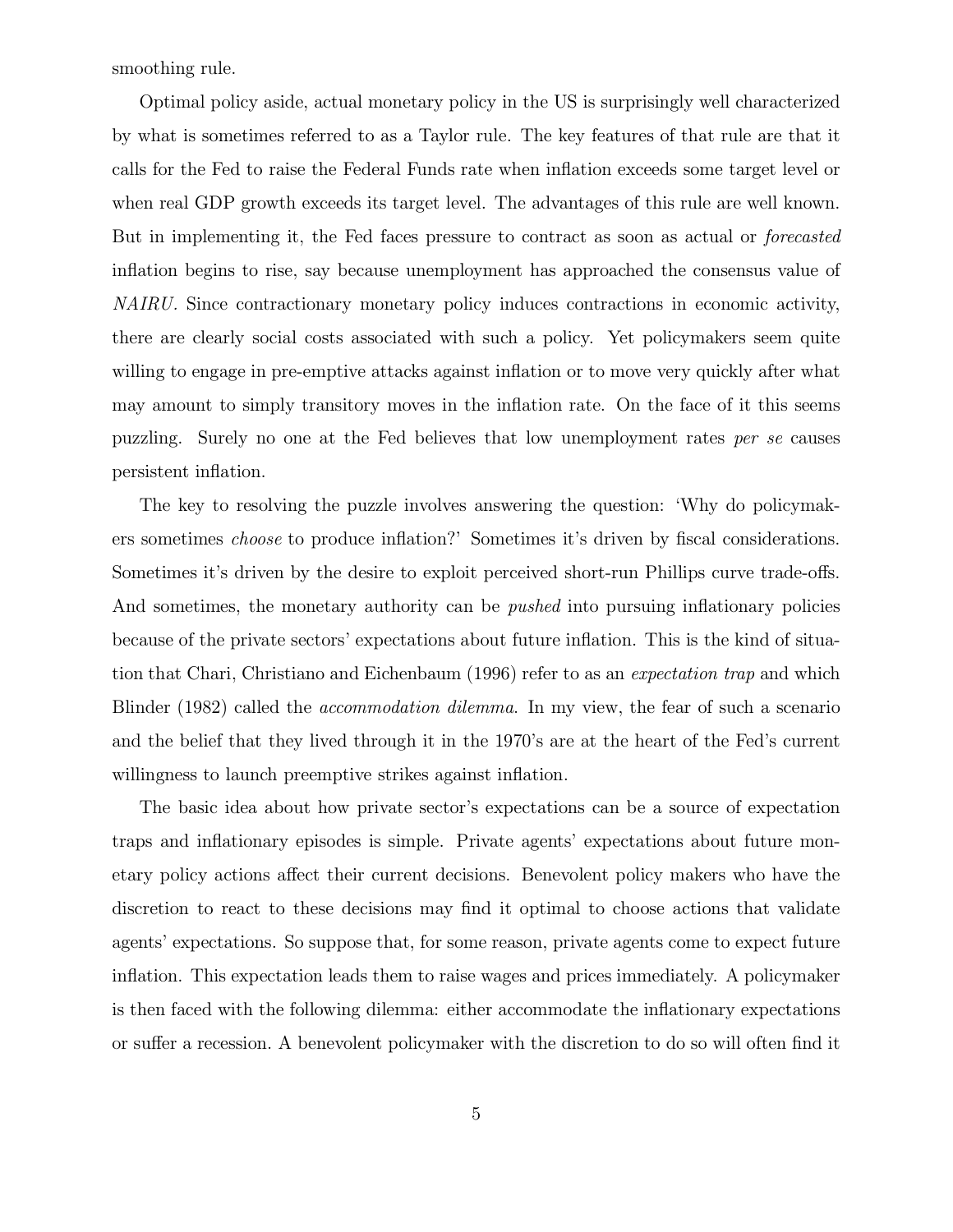smoothing rule.

Optimal policy aside, actual monetary policy in the US is surprisingly well characterized by what is sometimes referred to as a Taylor rule. The key features of that rule are that it calls for the Fed to raise the Federal Funds rate when inflation exceeds some target level or when real GDP growth exceeds its target level. The advantages of this rule are well known. But in implementing it, the Fed faces pressure to contract as soon as actual or *forecasted* inflation begins to rise, say because unemployment has approached the consensus value of *NAIRU.* Since contractionary monetary policy induces contractions in economic activity, there are clearly social costs associated with such a policy. Yet policymakers seem quite willing to engage in pre-emptive attacks against inflation or to move very quickly after what may amount to simply transitory moves in the inflation rate. On the face of it this seems puzzling. Surely no one at the Fed believes that low unemployment rates *per se* causes persistent inflation.

The key to resolving the puzzle involves answering the question: 'Why do policymakers sometimes *choose* to produce inflation?' Sometimes it's driven by fiscal considerations. Sometimes it's driven by the desire to exploit perceived short-run Phillips curve trade-offs. And sometimes, the monetary authority can be *pushed* into pursuing inflationary policies because of the private sectors' expectations about future inflation. This is the kind of situation that Chari, Christiano and Eichenbaum (1996) refer to as an *expectation trap* and which Blinder (1982) called the *accommodation dilemma*. In my view, the fear of such a scenario and the belief that they lived through it in the 1970's are at the heart of the Fed's current willingness to launch preemptive strikes against inflation.

The basic idea about how private sector's expectations can be a source of expectation traps and inflationary episodes is simple. Private agents' expectations about future monetary policy actions affect their current decisions. Benevolent policy makers who have the discretion to react to these decisions may find it optimal to choose actions that validate agents' expectations. So suppose that, for some reason, private agents come to expect future inflation. This expectation leads them to raise wages and prices immediately. A policymaker is then faced with the following dilemma: either accommodate the inflationary expectations or suffer a recession. A benevolent policymaker with the discretion to do so will often find it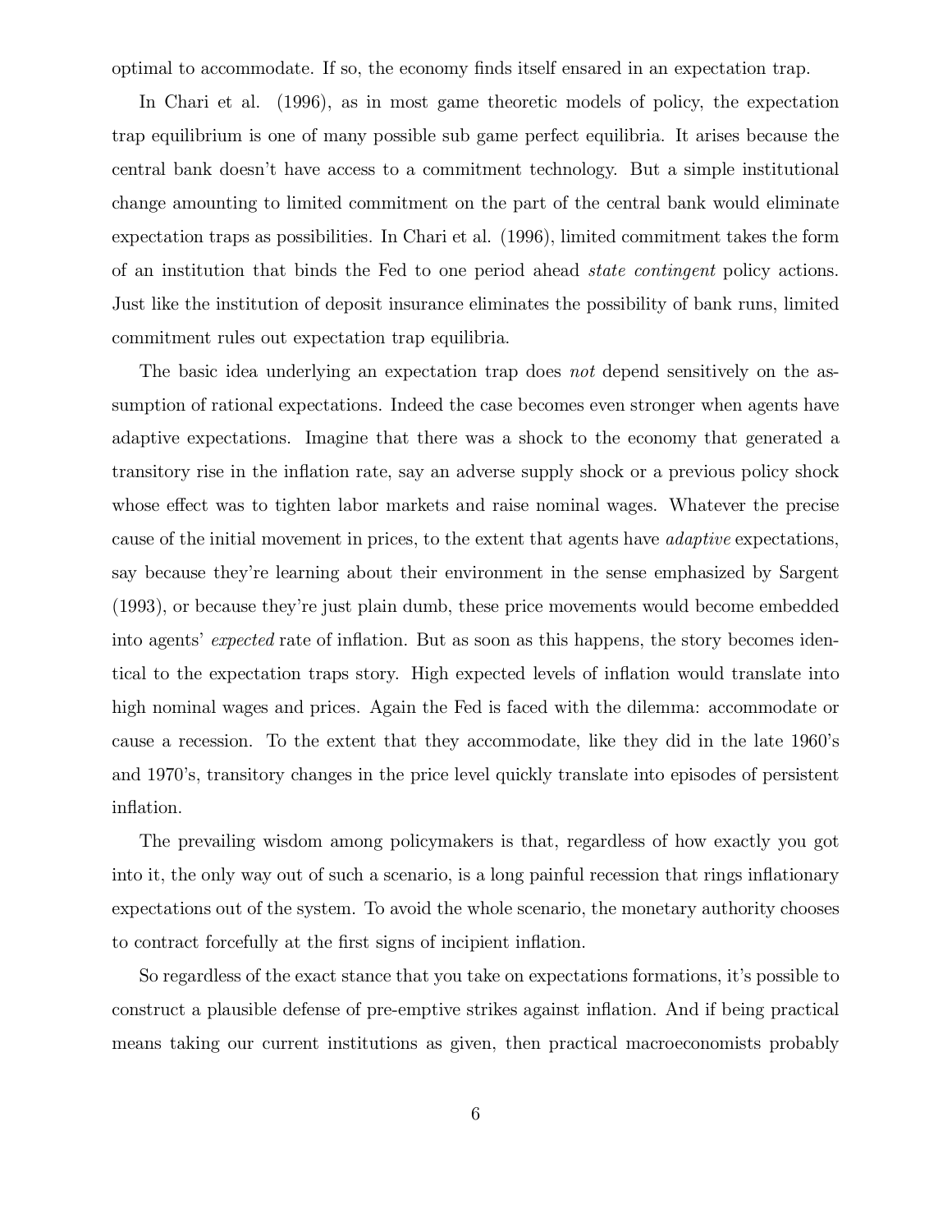optimal to accommodate. If so, the economy finds itself ensared in an expectation trap.

In Chari et al. (1996), as in most game theoretic models of policy, the expectation trap equilibrium is one of many possible sub game perfect equilibria. It arises because the central bank doesn't have access to a commitment technology. But a simple institutional change amounting to limited commitment on the part of the central bank would eliminate expectation traps as possibilities. In Chari et al. (1996), limited commitment takes the form of an institution that binds the Fed to one period ahead *state contingent* policy actions. Just like the institution of deposit insurance eliminates the possibility of bank runs, limited commitment rules out expectation trap equilibria.

The basic idea underlying an expectation trap does *not* depend sensitively on the assumption of rational expectations. Indeed the case becomes even stronger when agents have adaptive expectations. Imagine that there was a shock to the economy that generated a transitory rise in the inflation rate, say an adverse supply shock or a previous policy shock whose effect was to tighten labor markets and raise nominal wages. Whatever the precise cause of the initial movement in prices, to the extent that agents have *adaptive* expectations, say because they're learning about their environment in the sense emphasized by Sargent (1993), or because they're just plain dumb, these price movements would become embedded into agents' *expected* rate of inflation. But as soon as this happens, the story becomes identical to the expectation traps story. High expected levels of inflation would translate into high nominal wages and prices. Again the Fed is faced with the dilemma: accommodate or cause a recession. To the extent that they accommodate, like they did in the late 1960's and 1970's, transitory changes in the price level quickly translate into episodes of persistent inflation.

The prevailing wisdom among policymakers is that, regardless of how exactly you got into it, the only way out of such a scenario, is a long painful recession that rings inflationary expectations out of the system. To avoid the whole scenario, the monetary authority chooses to contract forcefully at the first signs of incipient inflation.

So regardless of the exact stance that you take on expectations formations, it's possible to construct a plausible defense of pre-emptive strikes against inflation. And if being practical means taking our current institutions as given, then practical macroeconomists probably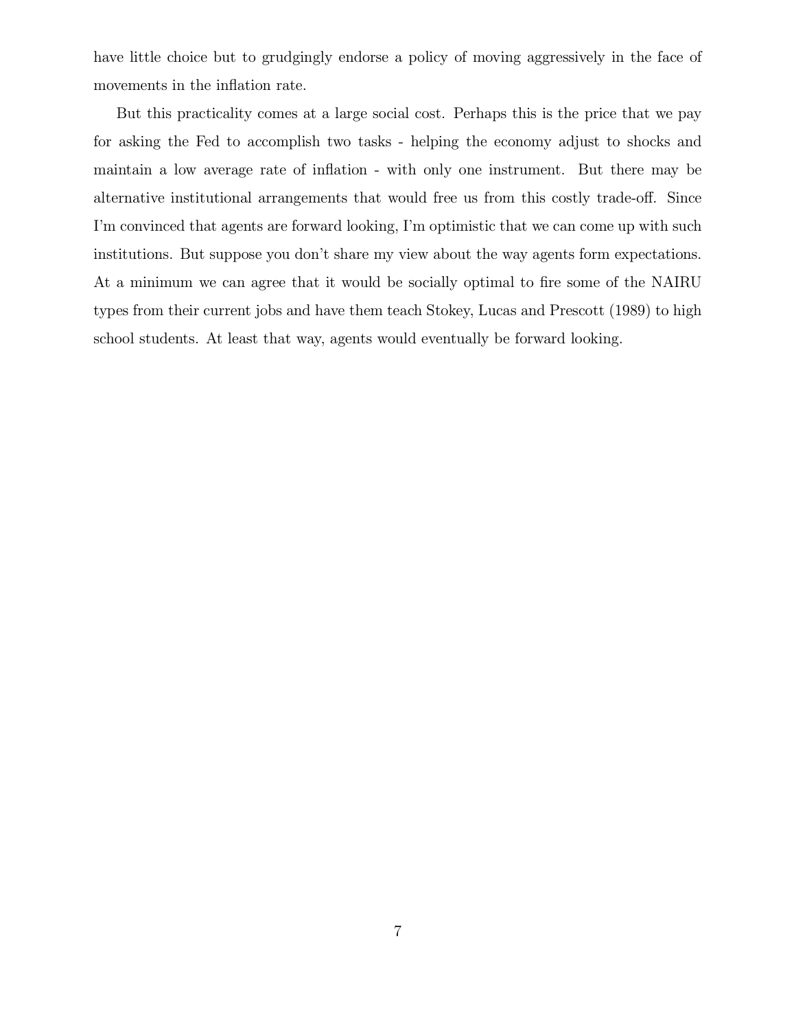have little choice but to grudgingly endorse a policy of moving aggressively in the face of movements in the inflation rate.

But this practicality comes at a large social cost. Perhaps this is the price that we pay for asking the Fed to accomplish two tasks - helping the economy adjust to shocks and maintain a low average rate of inflation - with only one instrument. But there may be alternative institutional arrangements that would free us from this costly trade-off. Since I'm convinced that agents are forward looking, I'm optimistic that we can come up with such institutions. But suppose you don't share my view about the way agents form expectations. At a minimum we can agree that it would be socially optimal to fire some of the NAIRU types from their current jobs and have them teach Stokey, Lucas and Prescott (1989) to high school students. At least that way, agents would eventually be forward looking.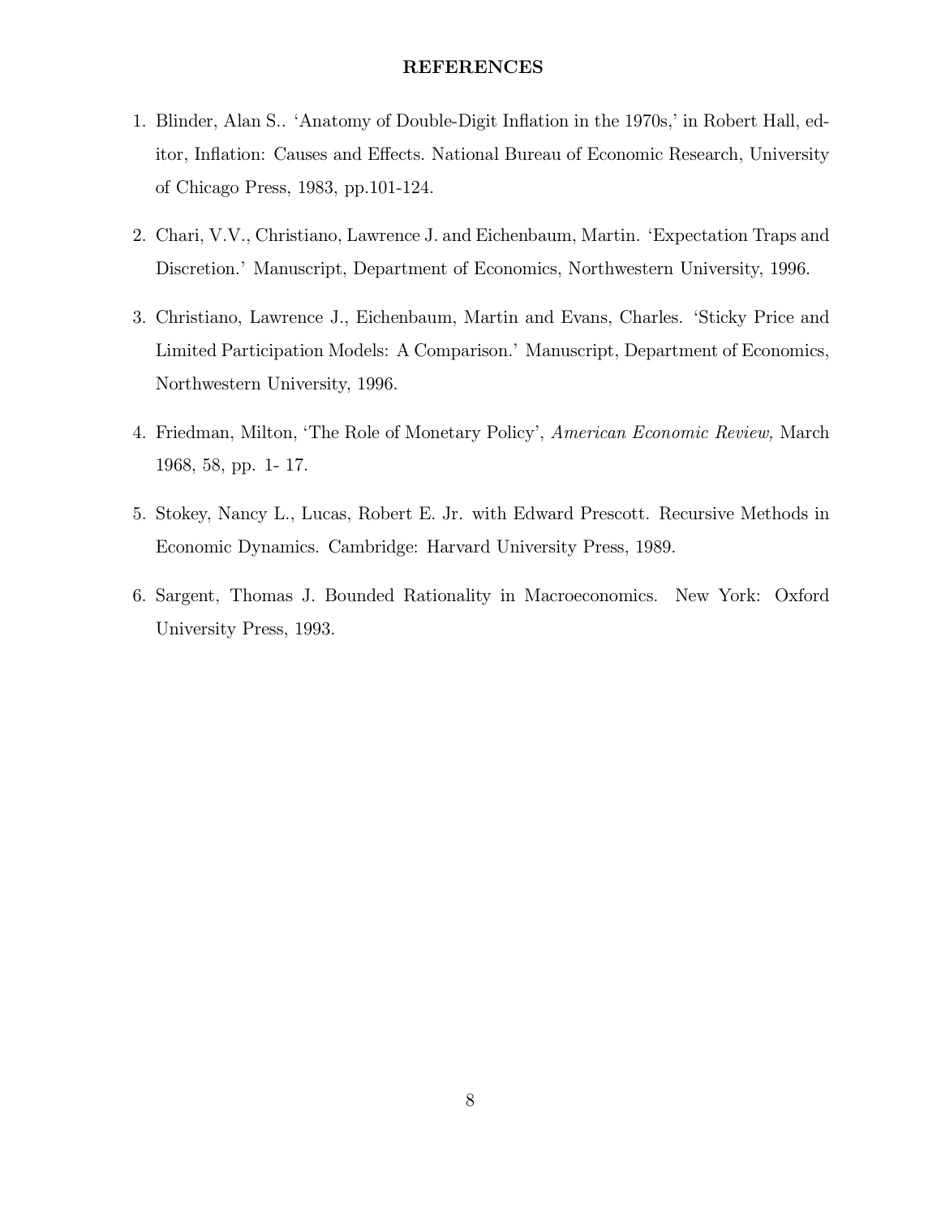## REFERENCES

1. Blinder, Alan S.. 'Anatomy of Double-Digit Inflation in the 1970s,' in Robert Hall, editor, Inflation: Causes and Effects. National Bureau of Economic Research, University of Chicago Press, 1983, pp.101-124.

2. Chari, V.V., Christiano, Lawrence J. and Eichenbaum, Martin. 'Expectation Traps and Discretion.' Manuscript, Department of Economics, Northwestern University, 1996.

3. Christiano, Lawrence J., Eichenbaum, Martin and Evans, Charles. 'Sticky Price and Limited Participation Models: A Comparison.' Manuscript, Department of Economics, Northwestern University, 1996.

4. Friedman, Milton, 'The Role of Monetary Policy', *American Economic Review,* March 1968, 58, pp. 1- 17.

5. Stokey, Nancy L., Lucas, Robert E. Jr. with Edward Prescott. Recursive Methods in Economic Dynamics. Cambridge: Harvard University Press, 1989.

6. Sargent, Thomas J. Bounded Rationality in Macroeconomics. New York: Oxford University Press, 1993.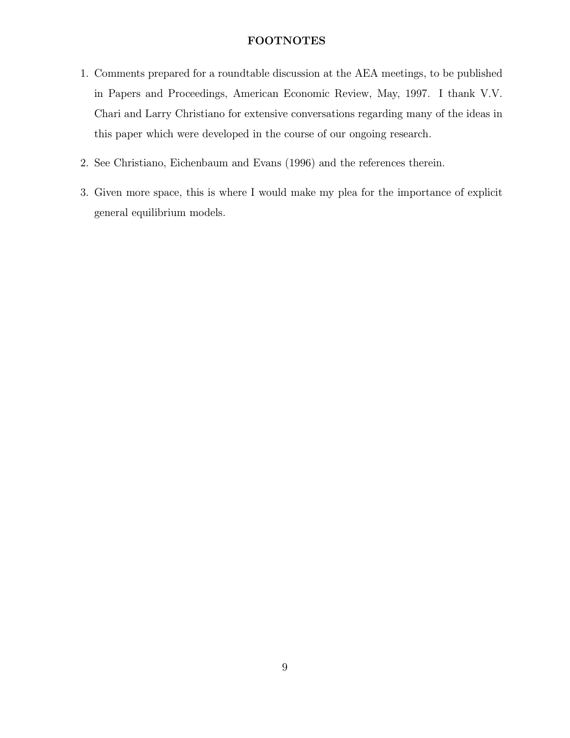# FOOTNOTES

1. Comments prepared for a roundtable discussion at the AEA meetings, to be published in Papers and Proceedings, American Economic Review, May, 1997. I thank V.V. Chari and Larry Christiano for extensive conversations regarding many of the ideas in this paper which were developed in the course of our ongoing research.

2. See Christiano, Eichenbaum and Evans (1996) and the references therein.

3. Given more space, this is where I would make my plea for the importance of explicit general equilibrium models.